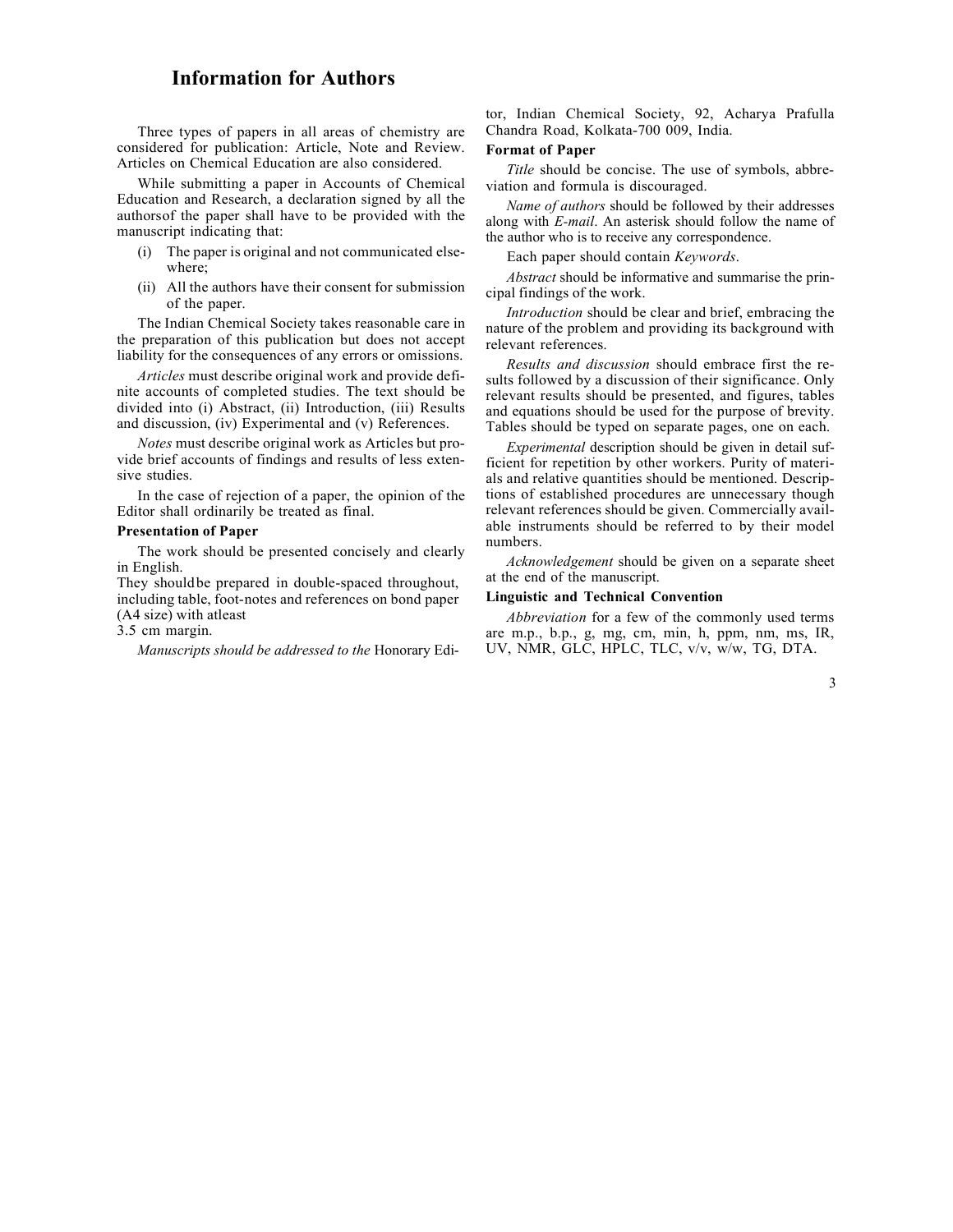# Information for Authors

Three types of papers in all areas of chemistry are considered for publication: Article, Note and Review. Articles on Chemical Education are also considered.

While submitting a paper in Accounts of Chemical Education and Research, a declaration signed by all the authorsof the paper shall have to be provided with the manuscript indicating that:

(i) The paper is original and not communicated elsewhere;

(ii) All the authors have their consent for submission of the paper.

The Indian Chemical Society takes reasonable care in the preparation of this publication but does not accept liability for the consequences of any errors or omissions.

*Articles* must describe original work and provide definite accounts of completed studies. The text should be divided into (i) Abstract, (ii) Introduction, (iii) Results and discussion, (iv) Experimental and (v) References.

*Notes* must describe original work as Articles but provide brief accounts of findings and results of less extensive studies.

In the case of rejection of a paper, the opinion of the Editor shall ordinarily be treated as final.

**Presentation of Paper**

The work should be presented concisely and clearly in English.

They shouldbe prepared in double-spaced throughout, including table, foot-notes and references on bond paper (A4 size) with atleast 3.5 cm margin.

*Manuscripts should be addressed to the* Honorary Editor, Indian Chemical Society, 92, Acharya Prafulla Chandra Road, Kolkata-700 009, India.

**Format of Paper**

*Title* should be concise. The use of symbols, abbreviation and formula is discouraged.

*Name of authors* should be followed by their addresses along with *E-mail*. An asterisk should follow the name of the author who is to receive any correspondence.

Each paper should contain *Keywords*.

*Abstract* should be informative and summarise the principal findings of the work.

*Introduction* should be clear and brief, embracing the nature of the problem and providing its background with relevant references.

*Results and discussion* should embrace first the results followed by a discussion of their significance. Only relevant results should be presented, and figures, tables and equations should be used for the purpose of brevity. Tables should be typed on separate pages, one on each.

*Experimental* description should be given in detail sufficient for repetition by other workers. Purity of materials and relative quantities should be mentioned. Descriptions of established procedures are unnecessary though relevant references should be given. Commercially available instruments should be referred to by their model numbers.

*Acknowledgement* should be given on a separate sheet at the end of the manuscript.

**Linguistic and Technical Convention**

*Abbreviation* for a few of the commonly used terms are m.p., b.p., g, mg, cm, min, h, ppm, nm, ms, IR, UV, NMR, GLC, HPLC, TLC, v/v, w/w, TG, DTA.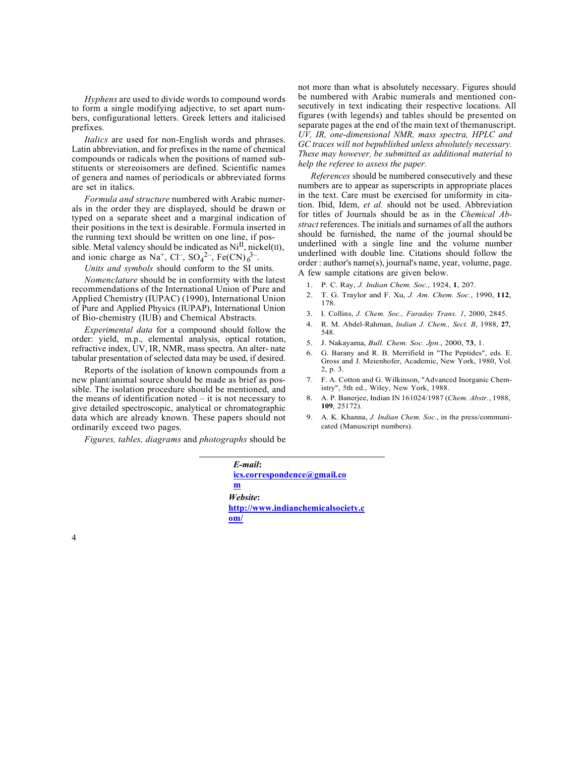*Hyphens* are used to divide words to compound words to form a single modifying adjective, to set apart numbers, configurational letters. Greek letters and italicised prefixes.

*Italics* are used for non-English words and phrases. Latin abbreviation, and for prefixes in the name of chemical compounds or radicals when the positions of named substituents or stereoisomers are defined. Scientific names of genera and names of periodicals or abbreviated forms are set in italics.

*Formula and structure* numbered with Arabic numerals in the order they are displayed, should be drawn or typed on a separate sheet and a marginal indication of their positions in the text is desirable. Formula inserted in the running text should be written on one line, if possible. Metal valency should be indicated as $Ni^{II}$, nickel(II), and ionic charge as $Na^+$, $Cl^-$, $SO_4^{2-}$, $Fe(CN)_6^{3-}$.

*Units and symbols* should conform to the SI units.

*Nomenclature* should be in conformity with the latest recommendations of the International Union of Pure and Applied Chemistry (IUPAC) (1990), International Union of Pure and Applied Physics (IUPAP), International Union of Bio-chemistry (IUB) and Chemical Abstracts.

*Experimental data* for a compound should follow the order: yield, m.p., elemental analysis, optical rotation, refractive index, UV, IR, NMR, mass spectra. An alter- nate tabular presentation of selected data may be used, if desired.

Reports of the isolation of known compounds from a new plant/animal source should be made as brief as possible. The isolation procedure should be mentioned, and the means of identification noted – it is not necessary to give detailed spectroscopic, analytical or chromatographic data which are already known. These papers should not ordinarily exceed two pages.

*Figures, tables, diagrams* and *photographs* should be not more than what is absolutely necessary. Figures should be numbered with Arabic numerals and mentioned consecutively in text indicating their respective locations. All figures (with legends) and tables should be presented on separate pages at the end of the main text of themanuscript. *UV, IR, one-dimensional NMR, mass spectra, HPLC and GC traces will not bepublished unless absolutely necessary. These may however, be submitted as additional material to help the referee to assess the paper.*

*References* should be numbered consecutively and these numbers are to appear as superscripts in appropriate places in the text. Care must be exercised for uniformity in citation. Ibid, Idem, *et al.* should not be used. Abbreviation for titles of Journals should be as in the *Chemical Abstract* references. The initials and surnames of all the authors should be furnished, the name of the journal should be underlined with a single line and the volume number underlined with double line. Citations should follow the order : author's name(s), journal's name, year, volume, page. A few sample citations are given below.

1. P. C. Ray, *J. Indian Chem. Soc.*, 1924, **1**, 207.
2. T. G. Traylor and F. Xu, *J. Am. Chem. Soc.*, 1990, **112**, 178.
3. I. Collins, *J. Chem. Soc., Faraday Trans. 1*, 2000, 2845.
4. R. M. Abdel-Rahman, *Indian J. Chem., Sect. B*, 1988, **27**, 548.
5. J. Nakayama, *Bull. Chem. Soc. Jpn.*, 2000, **73**, 1.
6. G. Barany and R. B. Merrifield in "The Peptides", eds. E. Gross and J. Meienhofer, Academic, New York, 1980, Vol. 2, p. 3.
7. F. A. Cotton and G. Wilkinson, "Advanced Inorganic Chemistry", 5th ed., Wiley, New York, 1988.
8. A. P. Banerjee, Indian IN 161024/1987 (*Chem. Abstr.*, 1988, **109**, 25172).
9. A. K. Khanna, *J. Indian Chem. Soc.*, in the press/communicated (Manuscript numbers).

***E-mail*:** **ics.correspondence@gmail.com**

***Website*:** **http://www.indianchemicalsociety.com/**